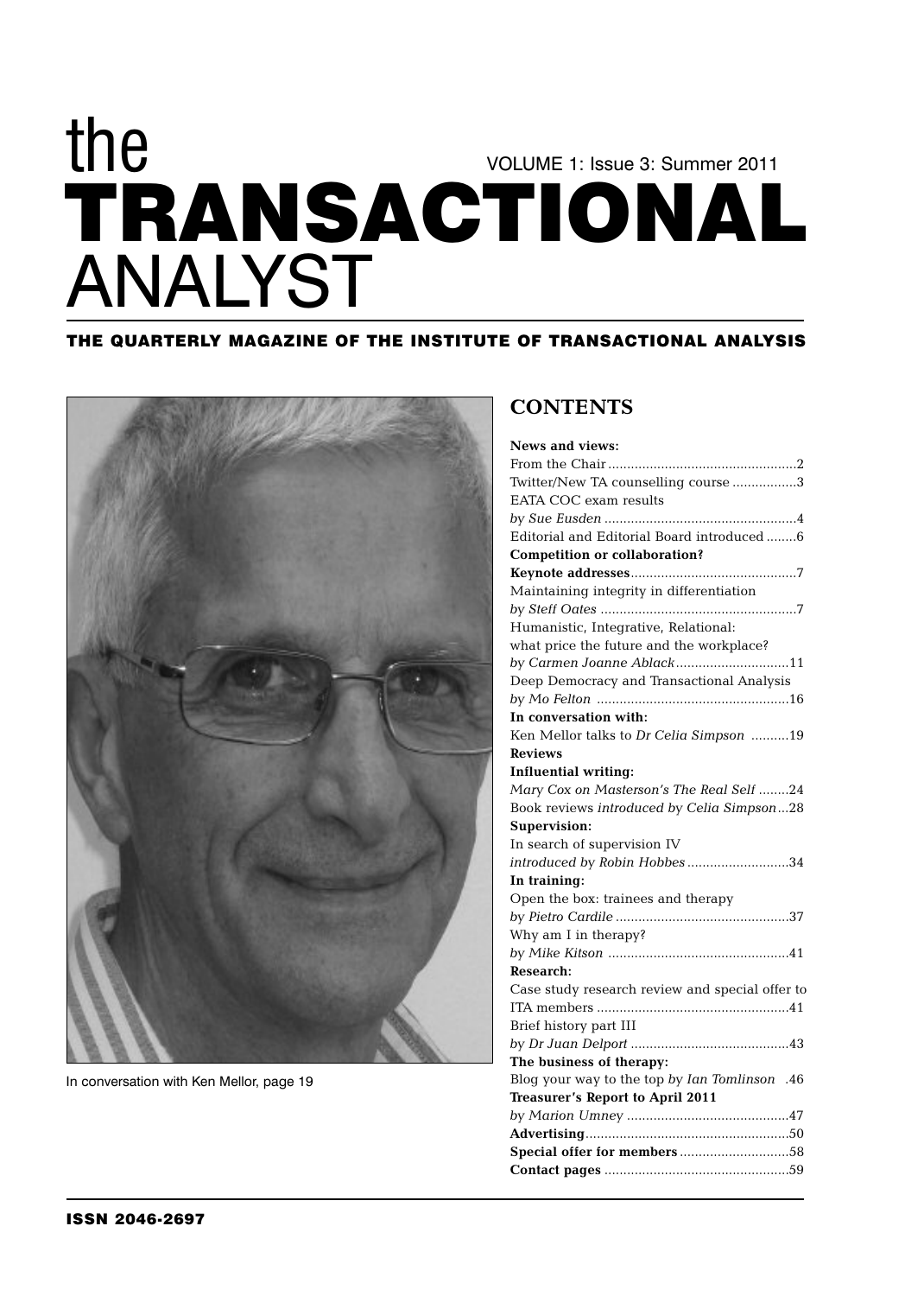# the TRANSACTIONAL ANALYST

VOLUME 1: Issue 3: Summer 2011

**THE QUARTERLY MAGAZINE OF THE INSTITUTE OF TRANSACTIONAL ANALYSIS**

In conversation with Ken Mellor, page 19

## CONTENTS

**News and views:**

From the Chair ....2
Twitter/New TA counselling course ....3
EATA COC exam results
*by Sue Eusden* ....4
Editorial and Editorial Board introduced ....6

**Competition or collaboration?**

**Keynote addresses** ....7
Maintaining integrity in differentiation
*by Steff Oates* ....7
Humanistic, Integrative, Relational: what price the future and the workplace?
*by Carmen Joanne Ablack* ....11
Deep Democracy and Transactional Analysis
*by Mo Felton* ....16

**In conversation with:**

Ken Mellor talks to *Dr Celia Simpson* ....19

**Reviews**

**Influential writing:**

*Mary Cox on Masterson's The Real Self* ....24
Book reviews *introduced by Celia Simpson* ....28

**Supervision:**

In search of supervision IV
*introduced by Robin Hobbes* ....34

**In training:**

Open the box: trainees and therapy
*by Pietro Cardile* ....37
Why am I in therapy?
*by Mike Kitson* ....41

**Research:**

Case study research review and special offer to ITA members ....41
Brief history part III
*by Dr Juan Delport* ....43

**The business of therapy:**

Blog your way to the top *by Ian Tomlinson* .46

**Treasurer's Report to April 2011**

*by Marion Umney* ....47

**Advertising** ....50
**Special offer for members** ....58
**Contact pages** ....59

**ISSN 2046-2697**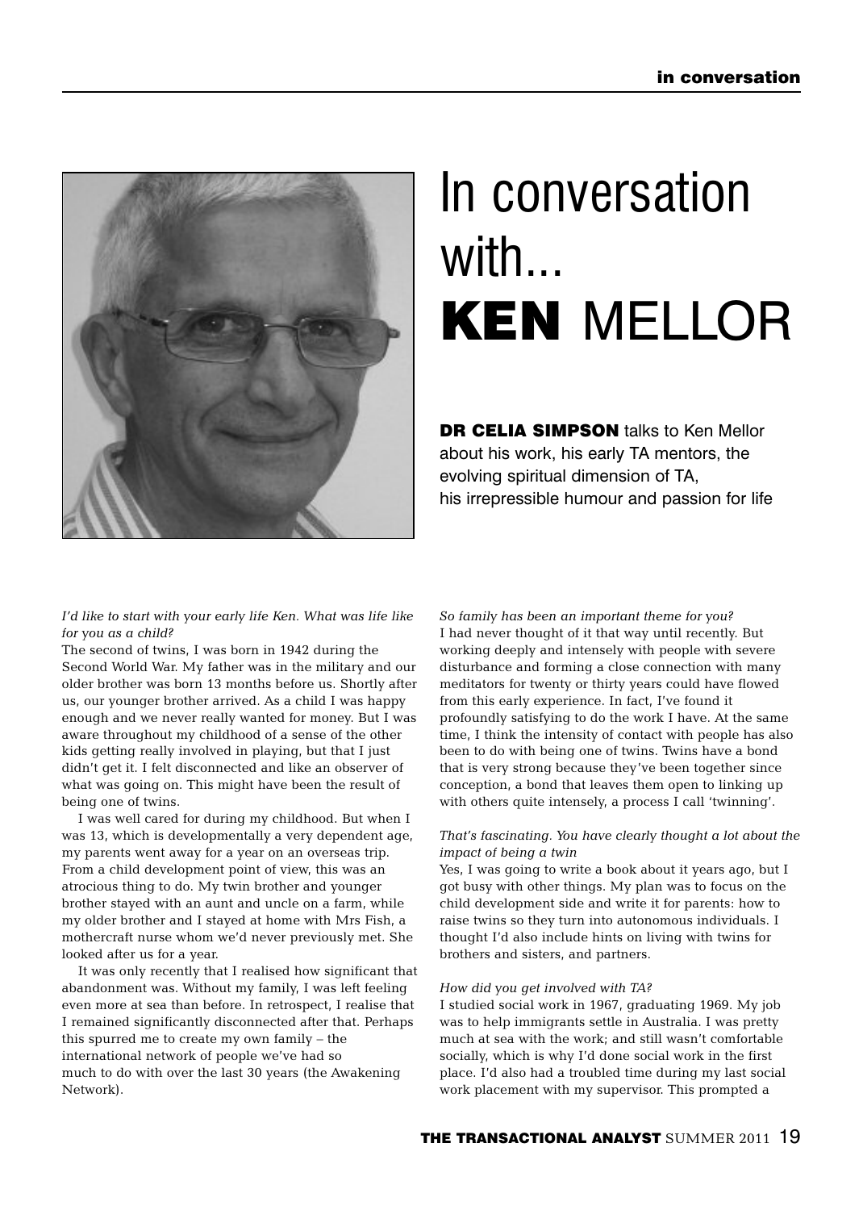# In conversation with... KEN MELLOR

**DR CELIA SIMPSON** talks to Ken Mellor about his work, his early TA mentors, the evolving spiritual dimension of TA, his irrepressible humour and passion for life

*I'd like to start with your early life Ken. What was life like for you as a child?*

The second of twins, I was born in 1942 during the Second World War. My father was in the military and our older brother was born 13 months before us. Shortly after us, our younger brother arrived. As a child I was happy enough and we never really wanted for money. But I was aware throughout my childhood of a sense of the other kids getting really involved in playing, but that I just didn't get it. I felt disconnected and like an observer of what was going on. This might have been the result of being one of twins.

I was well cared for during my childhood. But when I was 13, which is developmentally a very dependent age, my parents went away for a year on an overseas trip. From a child development point of view, this was an atrocious thing to do. My twin brother and younger brother stayed with an aunt and uncle on a farm, while my older brother and I stayed at home with Mrs Fish, a mothercraft nurse whom we'd never previously met. She looked after us for a year.

It was only recently that I realised how significant that abandonment was. Without my family, I was left feeling even more at sea than before. In retrospect, I realise that I remained significantly disconnected after that. Perhaps this spurred me to create my own family – the international network of people we've had so much to do with over the last 30 years (the Awakening Network).

*So family has been an important theme for you?*

I had never thought of it that way until recently. But working deeply and intensely with people with severe disturbance and forming a close connection with many meditators for twenty or thirty years could have flowed from this early experience. In fact, I've found it profoundly satisfying to do the work I have. At the same time, I think the intensity of contact with people has also been to do with being one of twins. Twins have a bond that is very strong because they've been together since conception, a bond that leaves them open to linking up with others quite intensely, a process I call 'twinning'.

*That's fascinating. You have clearly thought a lot about the impact of being a twin*

Yes, I was going to write a book about it years ago, but I got busy with other things. My plan was to focus on the child development side and write it for parents: how to raise twins so they turn into autonomous individuals. I thought I'd also include hints on living with twins for brothers and sisters, and partners.

*How did you get involved with TA?*

I studied social work in 1967, graduating 1969. My job was to help immigrants settle in Australia. I was pretty much at sea with the work; and still wasn't comfortable socially, which is why I'd done social work in the first place. I'd also had a troubled time during my last social work placement with my supervisor. This prompted a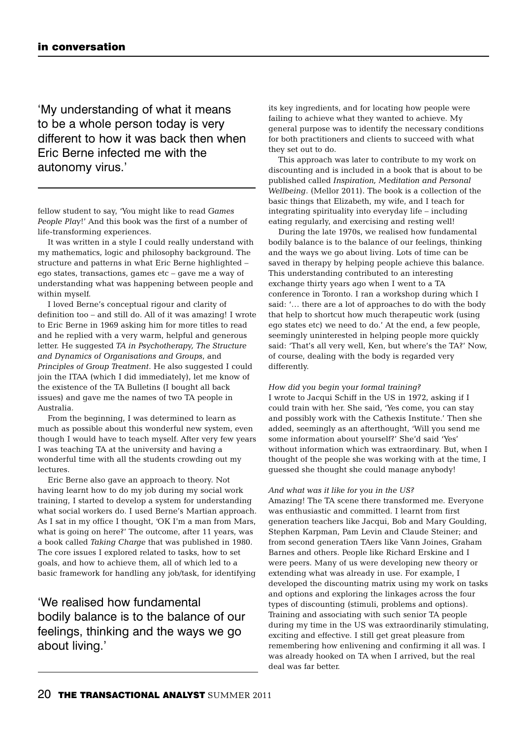'My understanding of what it means to be a whole person today is very different to how it was back then when Eric Berne infected me with the autonomy virus.'

fellow student to say, 'You might like to read *Games People Play*!' And this book was the first of a number of life-transforming experiences.

It was written in a style I could really understand with my mathematics, logic and philosophy background. The structure and patterns in what Eric Berne highlighted – ego states, transactions, games etc – gave me a way of understanding what was happening between people and within myself.

I loved Berne's conceptual rigour and clarity of definition too – and still do. All of it was amazing! I wrote to Eric Berne in 1969 asking him for more titles to read and he replied with a very warm, helpful and generous letter. He suggested *TA in Psychotherapy, The Structure and Dynamics of Organisations and Groups*, and *Principles of Group Treatment*. He also suggested I could join the ITAA (which I did immediately), let me know of the existence of the TA Bulletins (I bought all back issues) and gave me the names of two TA people in Australia.

From the beginning, I was determined to learn as much as possible about this wonderful new system, even though I would have to teach myself. After very few years I was teaching TA at the university and having a wonderful time with all the students crowding out my lectures.

Eric Berne also gave an approach to theory. Not having learnt how to do my job during my social work training, I started to develop a system for understanding what social workers do. I used Berne's Martian approach. As I sat in my office I thought, 'OK I'm a man from Mars, what is going on here?' The outcome, after 11 years, was a book called *Taking Charge* that was published in 1980. The core issues I explored related to tasks, how to set goals, and how to achieve them, all of which led to a basic framework for handling any job/task, for identifying its key ingredients, and for locating how people were failing to achieve what they wanted to achieve. My general purpose was to identify the necessary conditions for both practitioners and clients to succeed with what they set out to do.

'We realised how fundamental bodily balance is to the balance of our feelings, thinking and the ways we go about living.'

This approach was later to contribute to my work on discounting and is included in a book that is about to be published called *Inspiration, Meditation and Personal Wellbeing*. (Mellor 2011). The book is a collection of the basic things that Elizabeth, my wife, and I teach for integrating spirituality into everyday life – including eating regularly, and exercising and resting well!

During the late 1970s, we realised how fundamental bodily balance is to the balance of our feelings, thinking and the ways we go about living. Lots of time can be saved in therapy by helping people achieve this balance. This understanding contributed to an interesting exchange thirty years ago when I went to a TA conference in Toronto. I ran a workshop during which I said: '… there are a lot of approaches to do with the body that help to shortcut how much therapeutic work (using ego states etc) we need to do.' At the end, a few people, seemingly uninterested in helping people more quickly said: 'That's all very well, Ken, but where's the TA?' Now, of course, dealing with the body is regarded very differently.

*How did you begin your formal training?*

I wrote to Jacqui Schiff in the US in 1972, asking if I could train with her. She said, 'Yes come, you can stay and possibly work with the Cathexis Institute.' Then she added, seemingly as an afterthought, 'Will you send me some information about yourself?' She'd said 'Yes' without information which was extraordinary. But, when I thought of the people she was working with at the time, I guessed she thought she could manage anybody!

*And what was it like for you in the US?*

Amazing! The TA scene there transformed me. Everyone was enthusiastic and committed. I learnt from first generation teachers like Jacqui, Bob and Mary Goulding, Stephen Karpman, Pam Levin and Claude Steiner; and from second generation TAers like Vann Joines, Graham Barnes and others. People like Richard Erskine and I were peers. Many of us were developing new theory or extending what was already in use. For example, I developed the discounting matrix using my work on tasks and options and exploring the linkages across the four types of discounting (stimuli, problems and options). Training and associating with such senior TA people during my time in the US was extraordinarily stimulating, exciting and effective. I still get great pleasure from remembering how enlivening and confirming it all was. I was already hooked on TA when I arrived, but the real deal was far better.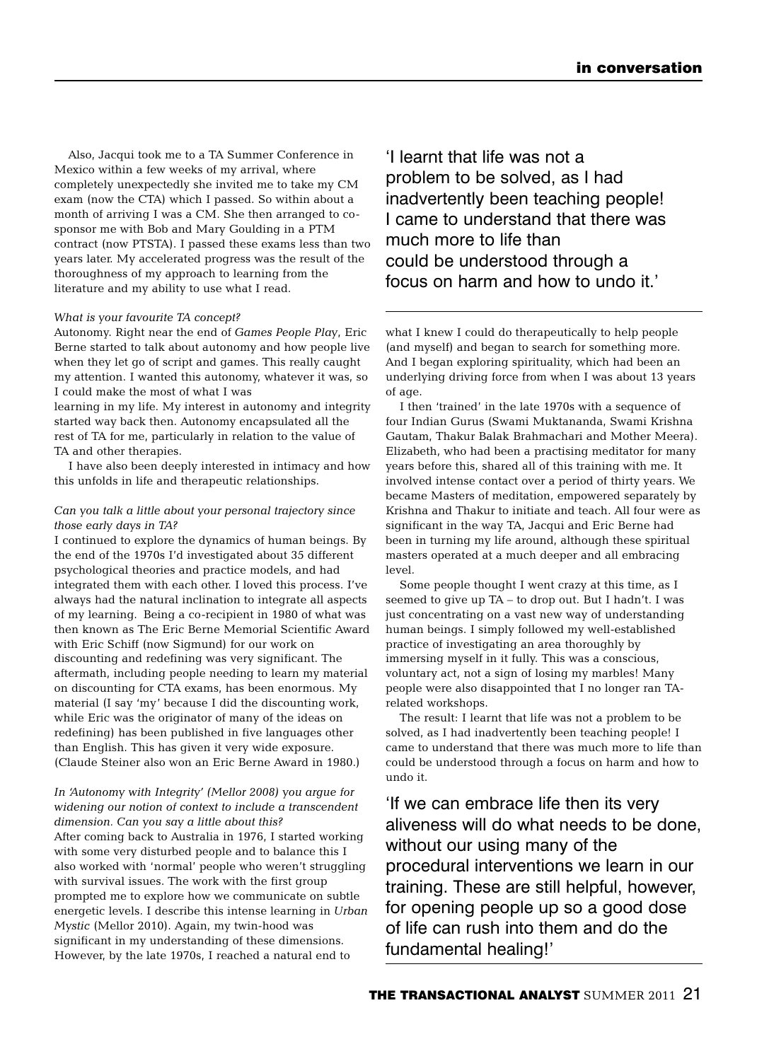Also, Jacqui took me to a TA Summer Conference in Mexico within a few weeks of my arrival, where completely unexpectedly she invited me to take my CM exam (now the CTA) which I passed. So within about a month of arriving I was a CM. She then arranged to co-sponsor me with Bob and Mary Goulding in a PTM contract (now PTSTA). I passed these exams less than two years later. My accelerated progress was the result of the thoroughness of my approach to learning from the literature and my ability to use what I read.

*What is your favourite TA concept?*

Autonomy. Right near the end of *Games People Play*, Eric Berne started to talk about autonomy and how people live when they let go of script and games. This really caught my attention. I wanted this autonomy, whatever it was, so I could make the most of what I was learning in my life. My interest in autonomy and integrity started way back then. Autonomy encapsulated all the rest of TA for me, particularly in relation to the value of TA and other therapies.

I have also been deeply interested in intimacy and how this unfolds in life and therapeutic relationships.

*Can you talk a little about your personal trajectory since those early days in TA?*

I continued to explore the dynamics of human beings. By the end of the 1970s I'd investigated about 35 different psychological theories and practice models, and had integrated them with each other. I loved this process. I've always had the natural inclination to integrate all aspects of my learning. Being a co-recipient in 1980 of what was then known as The Eric Berne Memorial Scientific Award with Eric Schiff (now Sigmund) for our work on discounting and redefining was very significant. The aftermath, including people needing to learn my material on discounting for CTA exams, has been enormous. My material (I say 'my' because I did the discounting work, while Eric was the originator of many of the ideas on redefining) has been published in five languages other than English. This has given it very wide exposure. (Claude Steiner also won an Eric Berne Award in 1980.)

*In 'Autonomy with Integrity' (Mellor 2008) you argue for widening our notion of context to include a transcendent dimension. Can you say a little about this?*

After coming back to Australia in 1976, I started working with some very disturbed people and to balance this I also worked with 'normal' people who weren't struggling with survival issues. The work with the first group prompted me to explore how we communicate on subtle energetic levels. I describe this intense learning in *Urban Mystic* (Mellor 2010). Again, my twin-hood was significant in my understanding of these dimensions. However, by the late 1970s, I reached a natural end to what I knew I could do therapeutically to help people (and myself) and began to search for something more. And I began exploring spirituality, which had been an underlying driving force from when I was about 13 years of age.

> 'I learnt that life was not a problem to be solved, as I had inadvertently been teaching people! I came to understand that there was much more to life than could be understood through a focus on harm and how to undo it.'

I then 'trained' in the late 1970s with a sequence of four Indian Gurus (Swami Muktananda, Swami Krishna Gautam, Thakur Balak Brahmachari and Mother Meera). Elizabeth, who had been a practising meditator for many years before this, shared all of this training with me. It involved intense contact over a period of thirty years. We became Masters of meditation, empowered separately by Krishna and Thakur to initiate and teach. All four were as significant in the way TA, Jacqui and Eric Berne had been in turning my life around, although these spiritual masters operated at a much deeper and all embracing level.

Some people thought I went crazy at this time, as I seemed to give up TA – to drop out. But I hadn't. I was just concentrating on a vast new way of understanding human beings. I simply followed my well-established practice of investigating an area thoroughly by immersing myself in it fully. This was a conscious, voluntary act, not a sign of losing my marbles! Many people were also disappointed that I no longer ran TA-related workshops.

The result: I learnt that life was not a problem to be solved, as I had inadvertently been teaching people! I came to understand that there was much more to life than could be understood through a focus on harm and how to undo it.

> 'If we can embrace life then its very aliveness will do what needs to be done, without our using many of the procedural interventions we learn in our training. These are still helpful, however, for opening people up so a good dose of life can rush into them and do the fundamental healing!'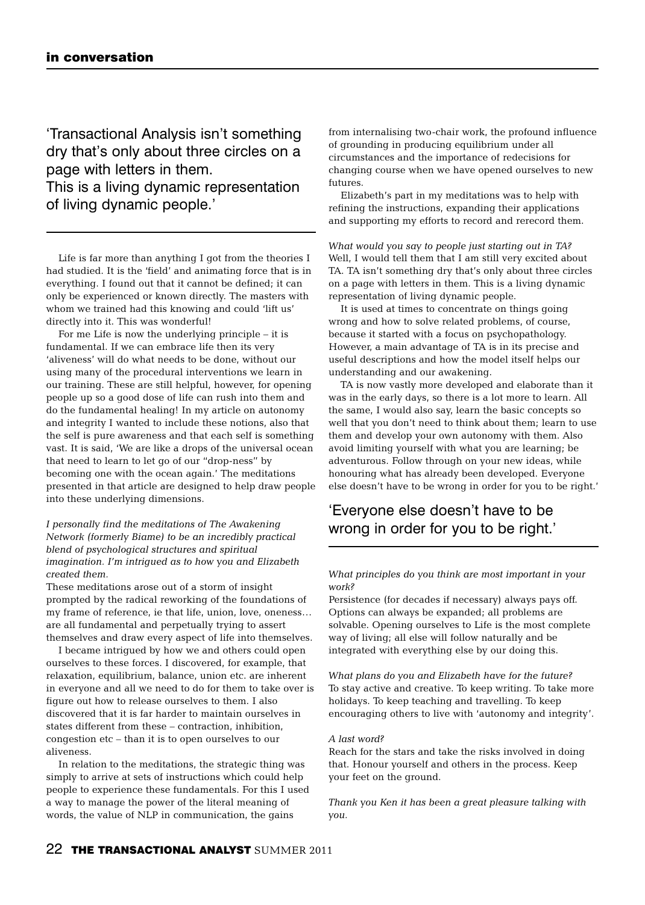'Transactional Analysis isn't something dry that's only about three circles on a page with letters in them. This is a living dynamic representation of living dynamic people.'

Life is far more than anything I got from the theories I had studied. It is the 'field' and animating force that is in everything. I found out that it cannot be defined; it can only be experienced or known directly. The masters with whom we trained had this knowing and could 'lift us' directly into it. This was wonderful!

For me Life is now the underlying principle – it is fundamental. If we can embrace life then its very 'aliveness' will do what needs to be done, without our using many of the procedural interventions we learn in our training. These are still helpful, however, for opening people up so a good dose of life can rush into them and do the fundamental healing! In my article on autonomy and integrity I wanted to include these notions, also that the self is pure awareness and that each self is something vast. It is said, 'We are like a drops of the universal ocean that need to learn to let go of our "drop-ness" by becoming one with the ocean again.' The meditations presented in that article are designed to help draw people into these underlying dimensions.

*I personally find the meditations of The Awakening Network (formerly Biame) to be an incredibly practical blend of psychological structures and spiritual imagination. I'm intrigued as to how you and Elizabeth created them.*

These meditations arose out of a storm of insight prompted by the radical reworking of the foundations of my frame of reference, ie that life, union, love, oneness… are all fundamental and perpetually trying to assert themselves and draw every aspect of life into themselves.

I became intrigued by how we and others could open ourselves to these forces. I discovered, for example, that relaxation, equilibrium, balance, union etc. are inherent in everyone and all we need to do for them to take over is figure out how to release ourselves to them. I also discovered that it is far harder to maintain ourselves in states different from these – contraction, inhibition, congestion etc – than it is to open ourselves to our aliveness.

In relation to the meditations, the strategic thing was simply to arrive at sets of instructions which could help people to experience these fundamentals. For this I used a way to manage the power of the literal meaning of words, the value of NLP in communication, the gains from internalising two-chair work, the profound influence of grounding in producing equilibrium under all circumstances and the importance of redecisions for changing course when we have opened ourselves to new futures.

Elizabeth's part in my meditations was to help with refining the instructions, expanding their applications and supporting my efforts to record and rerecord them.

*What would you say to people just starting out in TA?*

Well, I would tell them that I am still very excited about TA. TA isn't something dry that's only about three circles on a page with letters in them. This is a living dynamic representation of living dynamic people.

It is used at times to concentrate on things going wrong and how to solve related problems, of course, because it started with a focus on psychopathology. However, a main advantage of TA is in its precise and useful descriptions and how the model itself helps our understanding and our awakening.

TA is now vastly more developed and elaborate than it was in the early days, so there is a lot more to learn. All the same, I would also say, learn the basic concepts so well that you don't need to think about them; learn to use them and develop your own autonomy with them. Also avoid limiting yourself with what you are learning; be adventurous. Follow through on your new ideas, while honouring what has already been developed. Everyone else doesn't have to be wrong in order for you to be right.'

'Everyone else doesn't have to be wrong in order for you to be right.'

*What principles do you think are most important in your work?*

Persistence (for decades if necessary) always pays off. Options can always be expanded; all problems are solvable. Opening ourselves to Life is the most complete way of living; all else will follow naturally and be integrated with everything else by our doing this.

*What plans do you and Elizabeth have for the future?*

To stay active and creative. To keep writing. To take more holidays. To keep teaching and travelling. To keep encouraging others to live with 'autonomy and integrity'.

*A last word?*

Reach for the stars and take the risks involved in doing that. Honour yourself and others in the process. Keep your feet on the ground.

*Thank you Ken it has been a great pleasure talking with you.*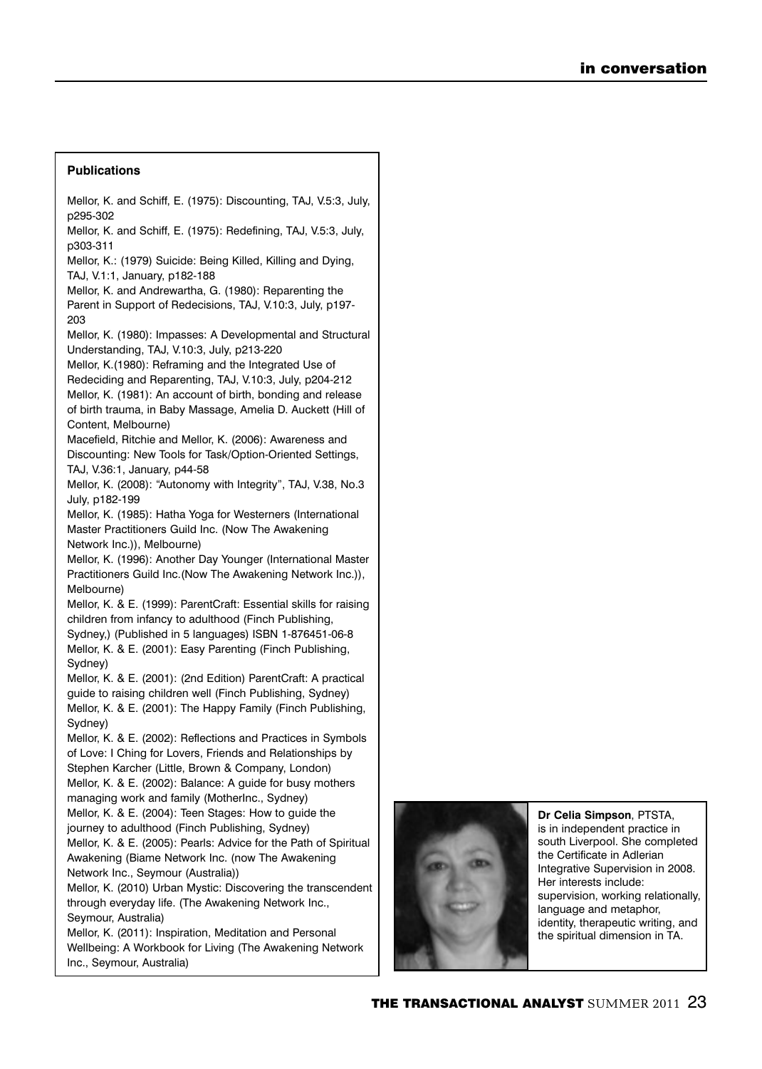## Publications

Mellor, K. and Schiff, E. (1975): Discounting, TAJ, V.5:3, July, p295-302

Mellor, K. and Schiff, E. (1975): Redefining, TAJ, V.5:3, July, p303-311

Mellor, K.: (1979) Suicide: Being Killed, Killing and Dying, TAJ, V.1:1, January, p182-188

Mellor, K. and Andrewartha, G. (1980): Reparenting the Parent in Support of Redecisions, TAJ, V.10:3, July, p197-203

Mellor, K. (1980): Impasses: A Developmental and Structural Understanding, TAJ, V.10:3, July, p213-220

Mellor, K.(1980): Reframing and the Integrated Use of Redeciding and Reparenting, TAJ, V.10:3, July, p204-212

Mellor, K. (1981): An account of birth, bonding and release of birth trauma, in Baby Massage, Amelia D. Auckett (Hill of Content, Melbourne)

Macefield, Ritchie and Mellor, K. (2006): Awareness and Discounting: New Tools for Task/Option-Oriented Settings, TAJ, V.36:1, January, p44-58

Mellor, K. (2008): "Autonomy with Integrity", TAJ, V.38, No.3 July, p182-199

Mellor, K. (1985): Hatha Yoga for Westerners (International Master Practitioners Guild Inc. (Now The Awakening Network Inc.)), Melbourne)

Mellor, K. (1996): Another Day Younger (International Master Practitioners Guild Inc.(Now The Awakening Network Inc.)), Melbourne)

Mellor, K. & E. (1999): ParentCraft: Essential skills for raising children from infancy to adulthood (Finch Publishing, Sydney,) (Published in 5 languages) ISBN 1-876451-06-8

Mellor, K. & E. (2001): Easy Parenting (Finch Publishing, Sydney)

Mellor, K. & E. (2001): (2nd Edition) ParentCraft: A practical guide to raising children well (Finch Publishing, Sydney)

Mellor, K. & E. (2001): The Happy Family (Finch Publishing, Sydney)

Mellor, K. & E. (2002): Reflections and Practices in Symbols of Love: I Ching for Lovers, Friends and Relationships by Stephen Karcher (Little, Brown & Company, London)

Mellor, K. & E. (2002): Balance: A guide for busy mothers managing work and family (MotherInc., Sydney)

Mellor, K. & E. (2004): Teen Stages: How to guide the journey to adulthood (Finch Publishing, Sydney)

Mellor, K. & E. (2005): Pearls: Advice for the Path of Spiritual Awakening (Biame Network Inc. (now The Awakening Network Inc., Seymour (Australia))

Mellor, K. (2010) Urban Mystic: Discovering the transcendent through everyday life. (The Awakening Network Inc., Seymour, Australia)

Mellor, K. (2011): Inspiration, Meditation and Personal Wellbeing: A Workbook for Living (The Awakening Network Inc., Seymour, Australia)

**Dr Celia Simpson**, PTSTA, is in independent practice in south Liverpool. She completed the Certificate in Adlerian Integrative Supervision in 2008. Her interests include: supervision, working relationally, language and metaphor, identity, therapeutic writing, and the spiritual dimension in TA.